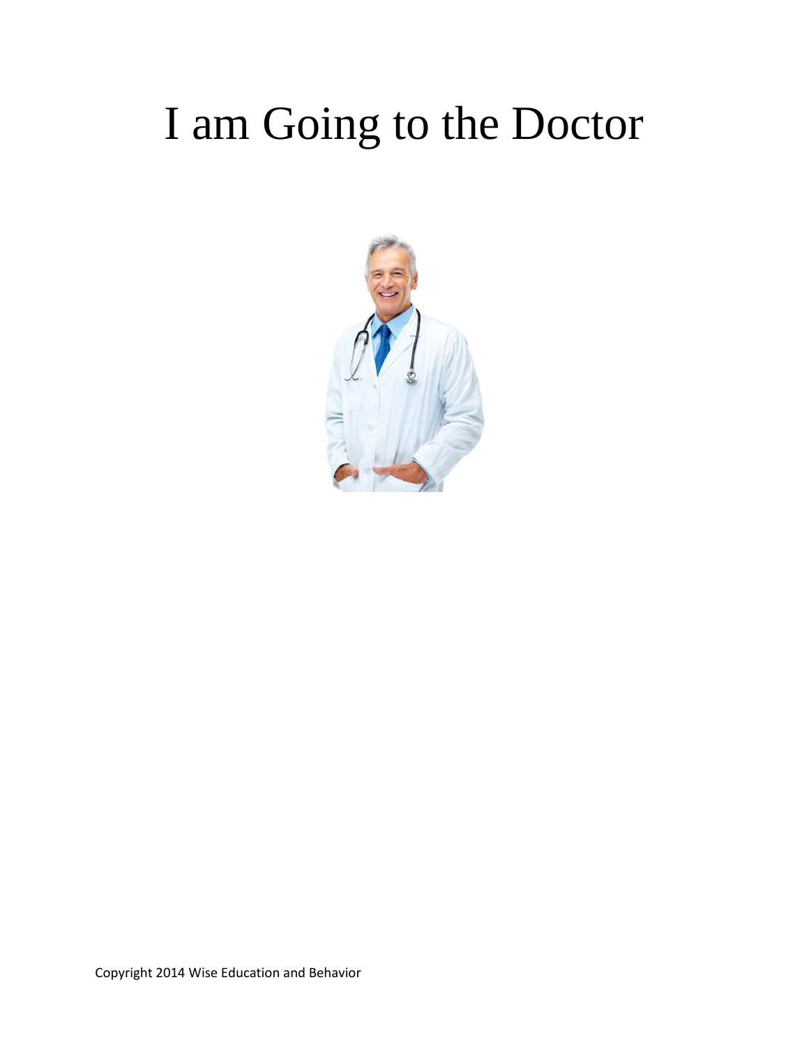# I am Going to the Doctor

Copyright 2014 Wise Education and Behavior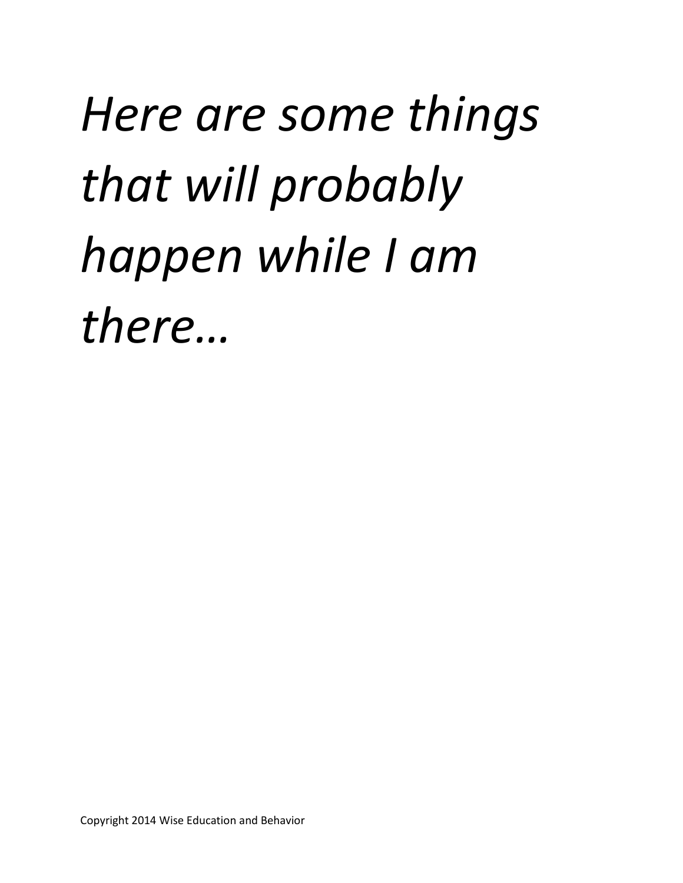*Here are some things that will probably happen while I am there…*

Copyright 2014 Wise Education and Behavior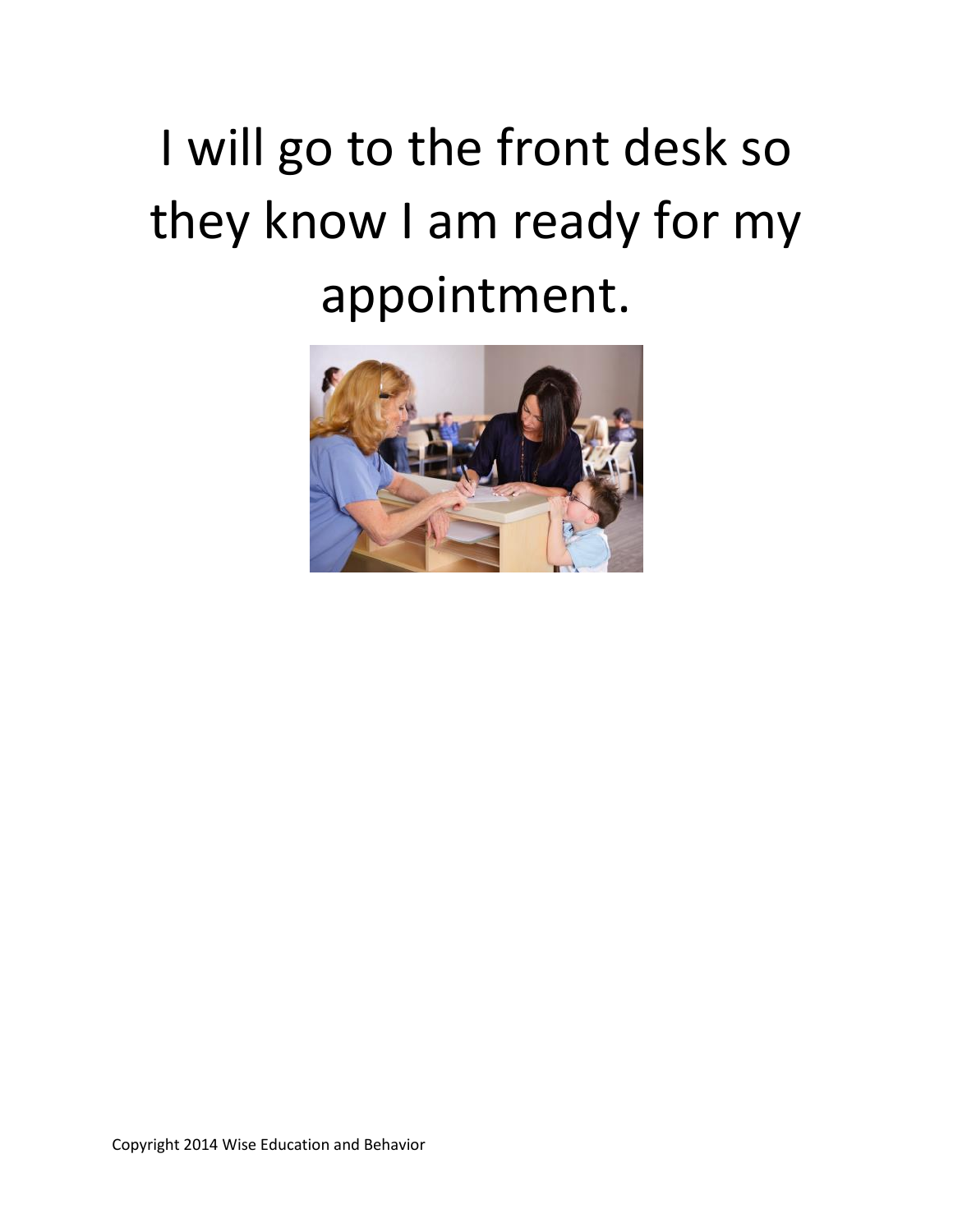# I will go to the front desk so they know I am ready for my appointment.

Copyright 2014 Wise Education and Behavior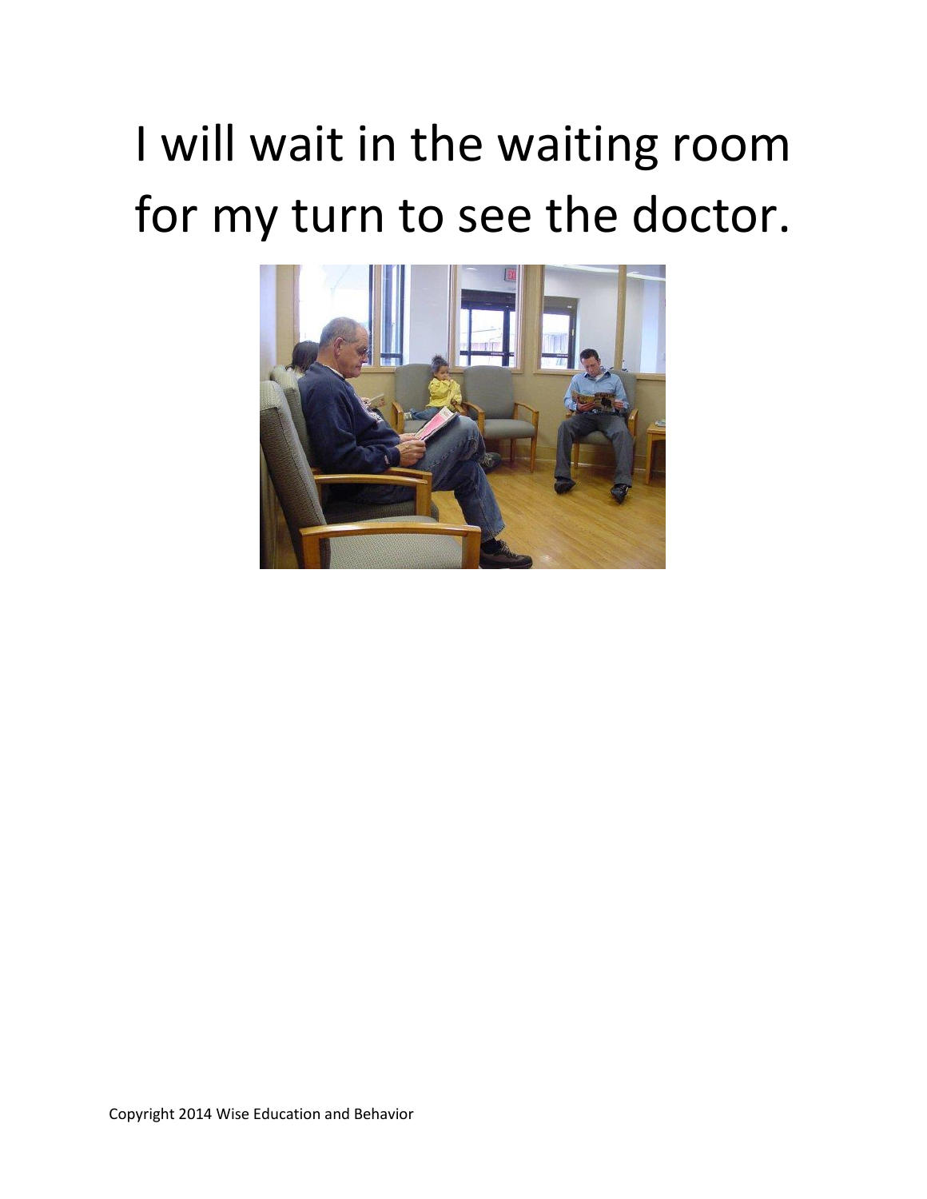# I will wait in the waiting room for my turn to see the doctor.

Copyright 2014 Wise Education and Behavior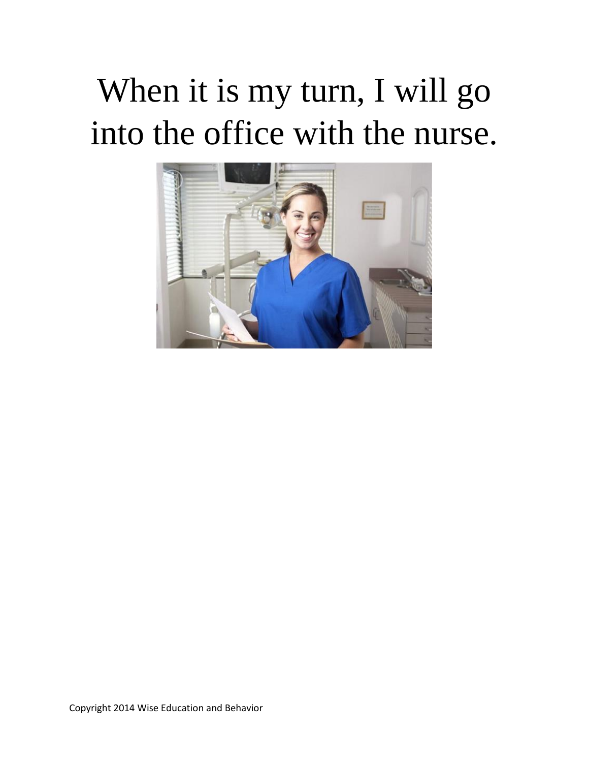When it is my turn, I will go into the office with the nurse.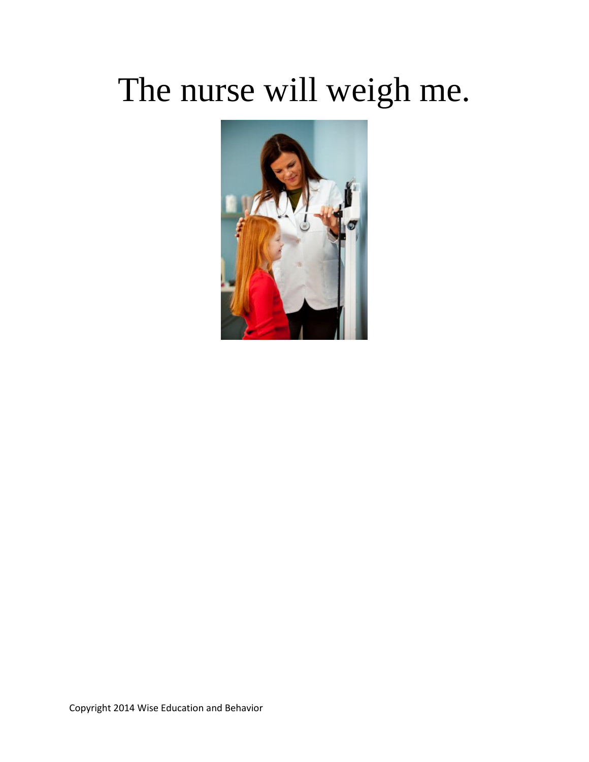# The nurse will weigh me.

Copyright 2014 Wise Education and Behavior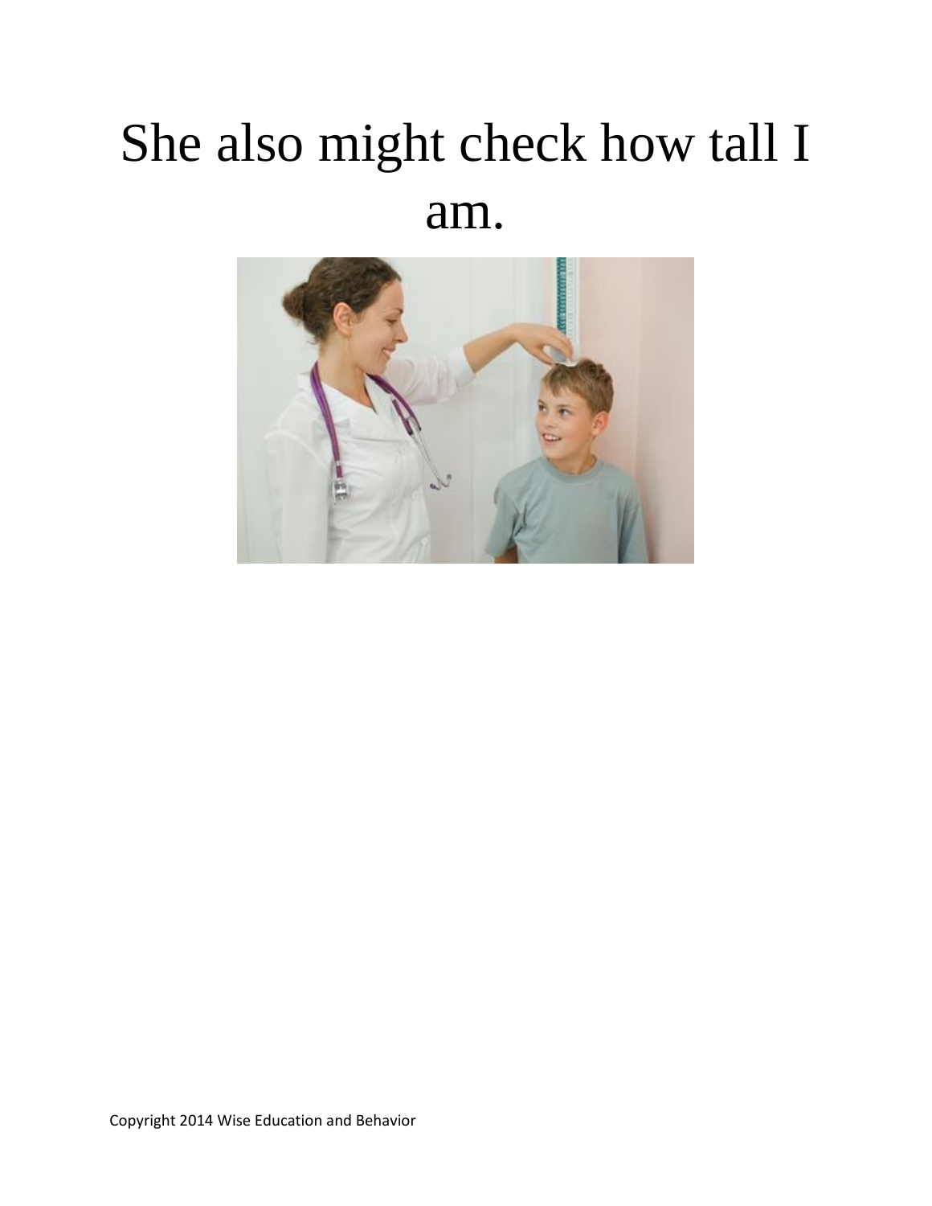# She also might check how tall I am.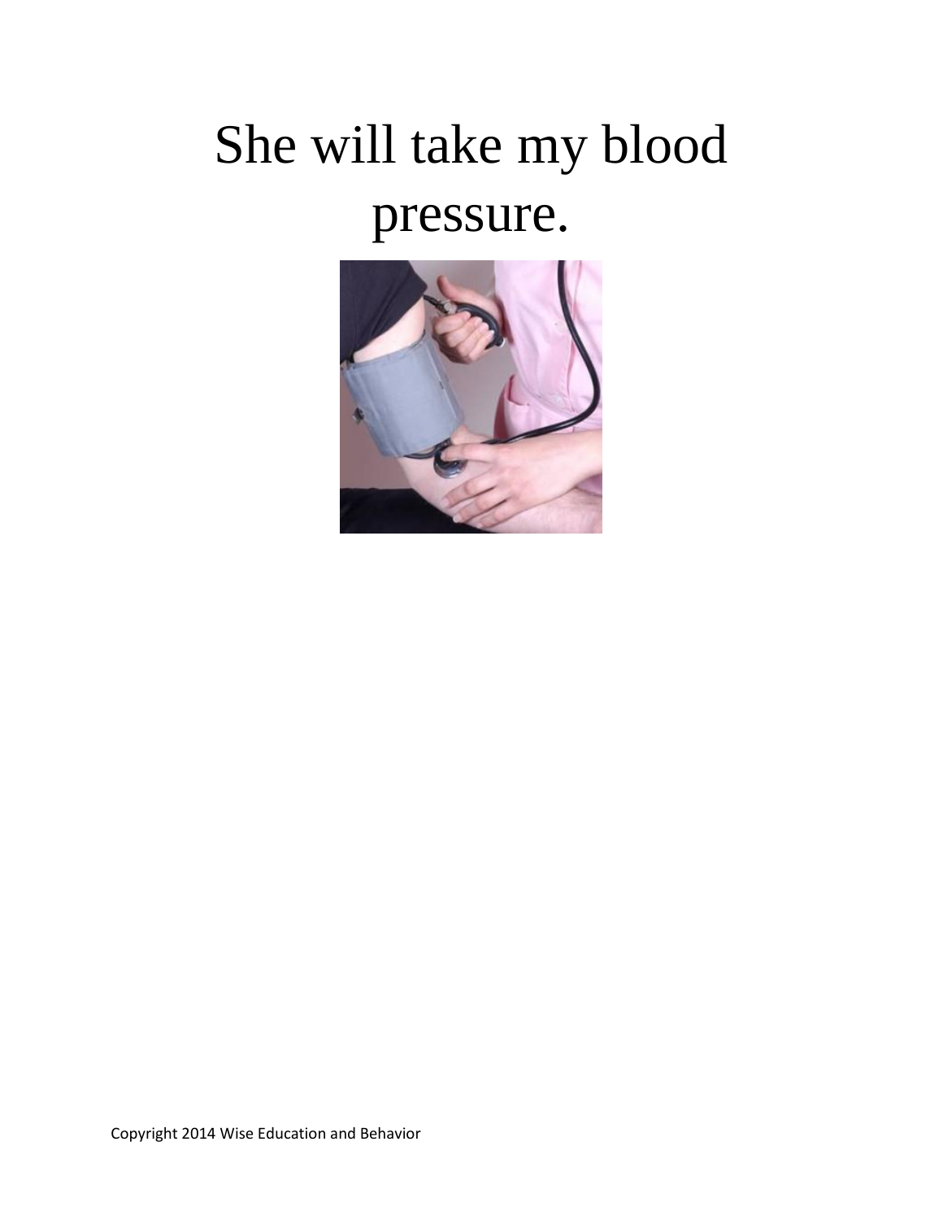# She will take my blood pressure.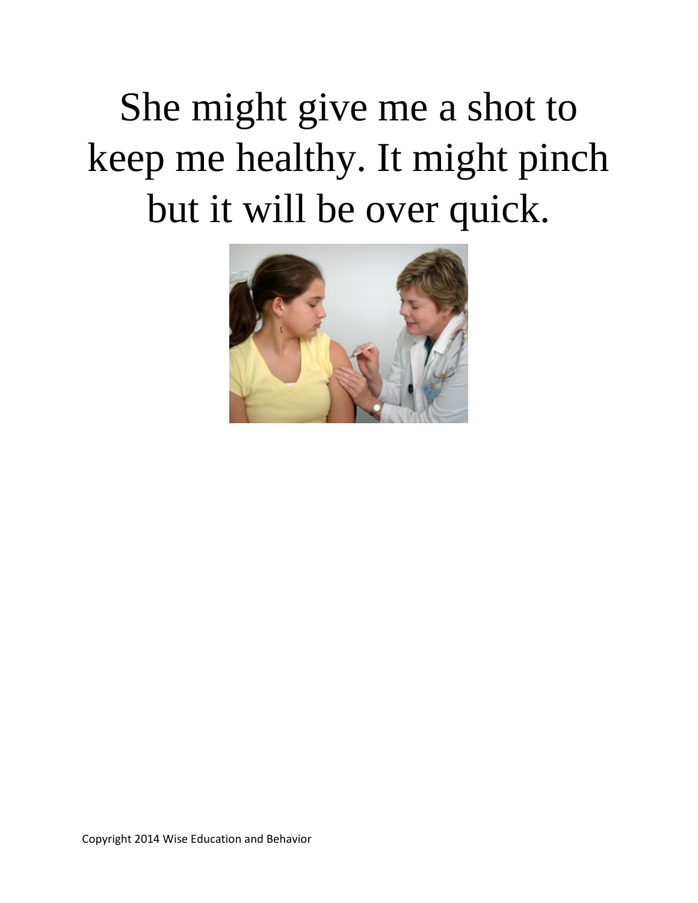She might give me a shot to keep me healthy. It might pinch but it will be over quick.

Copyright 2014 Wise Education and Behavior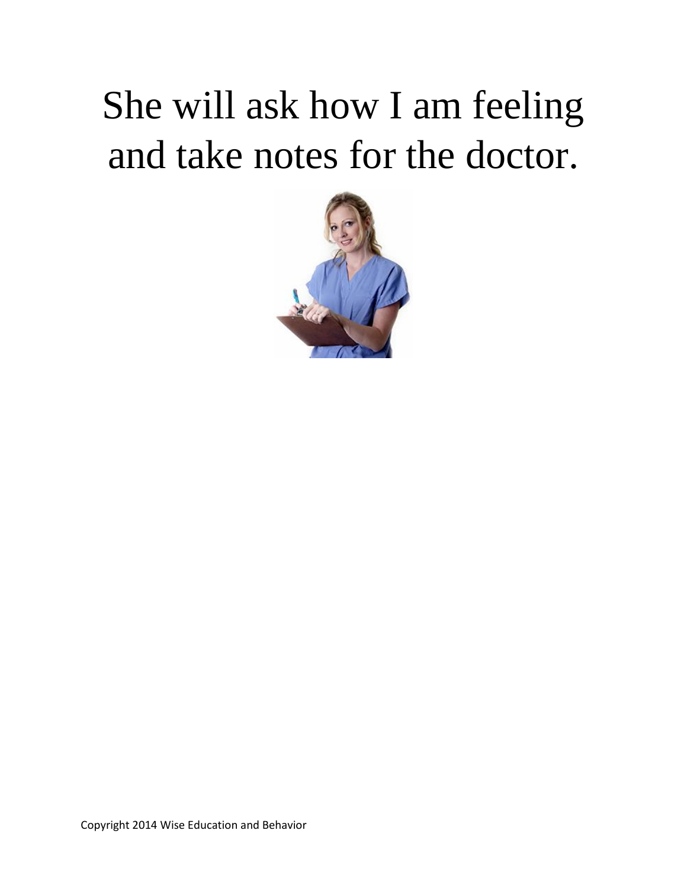# She will ask how I am feeling and take notes for the doctor.

Copyright 2014 Wise Education and Behavior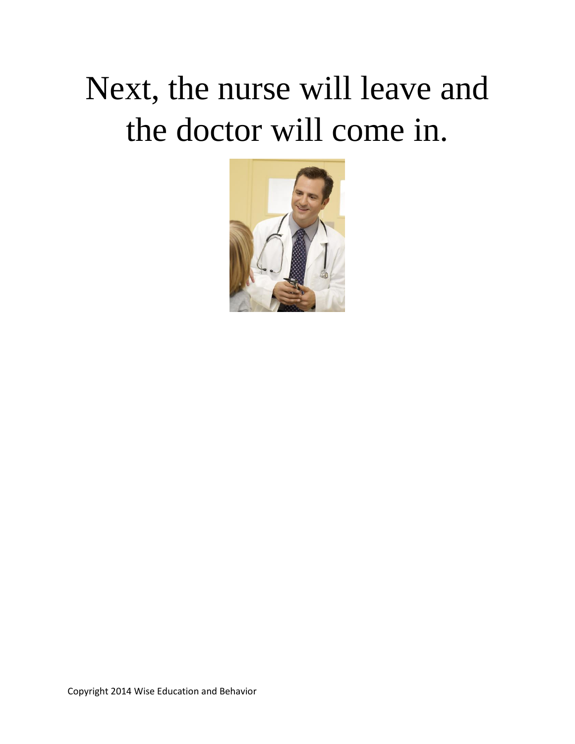Next, the nurse will leave and the doctor will come in.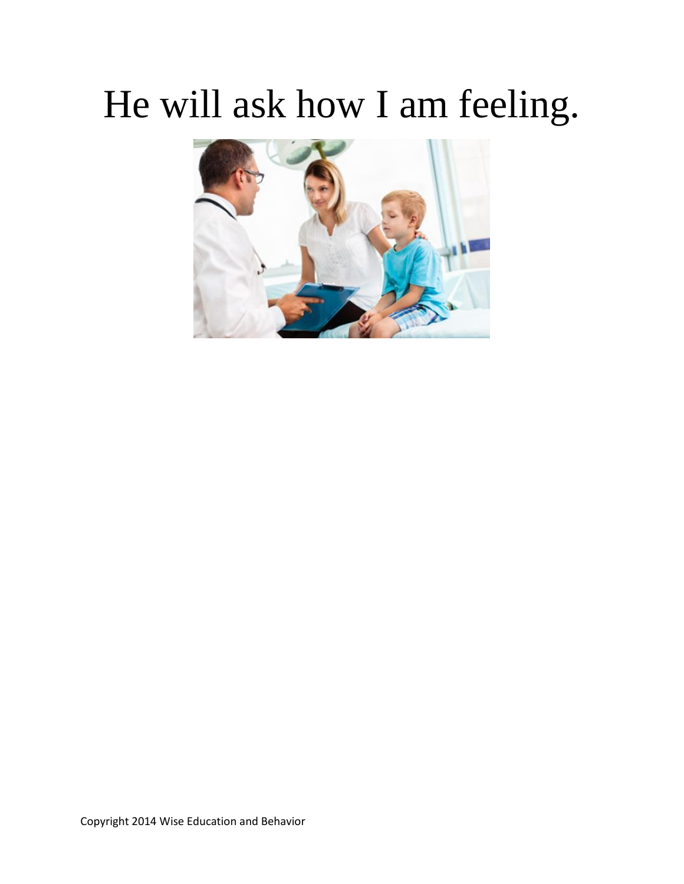# He will ask how I am feeling.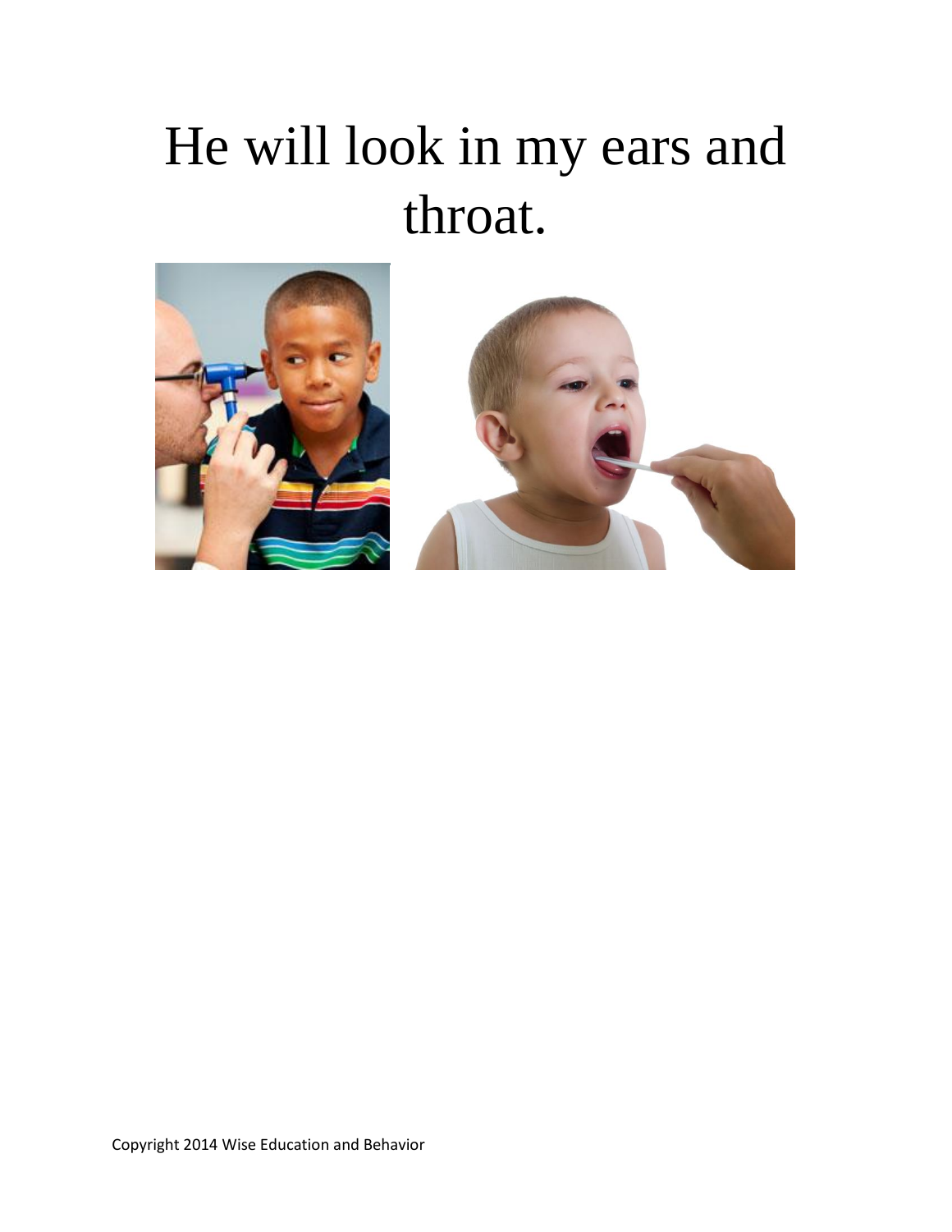# He will look in my ears and throat.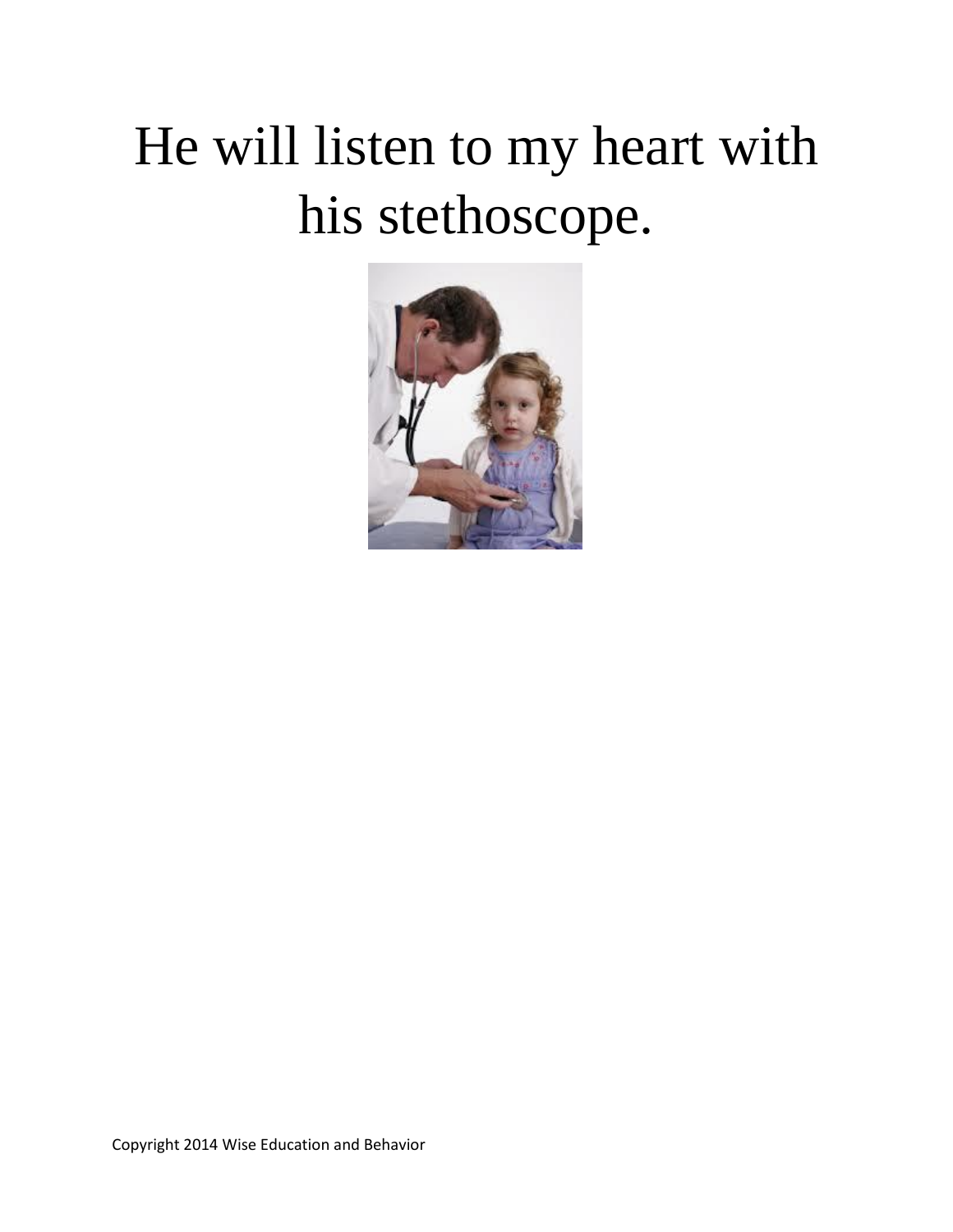He will listen to my heart with his stethoscope.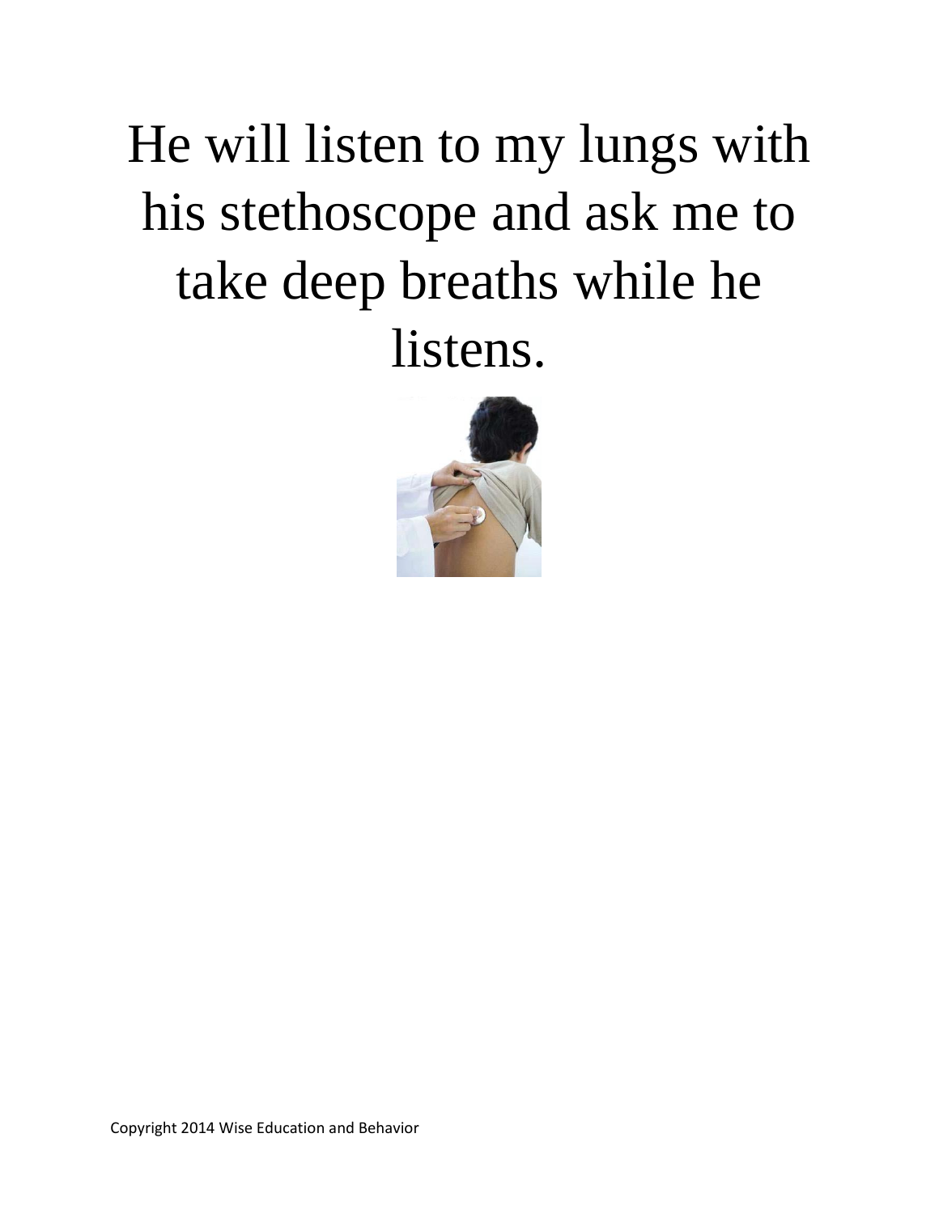He will listen to my lungs with his stethoscope and ask me to take deep breaths while he listens.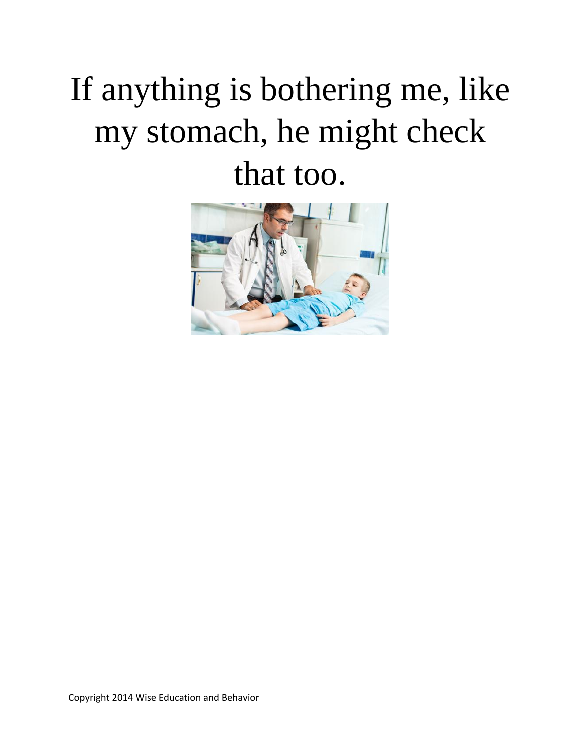If anything is bothering me, like my stomach, he might check that too.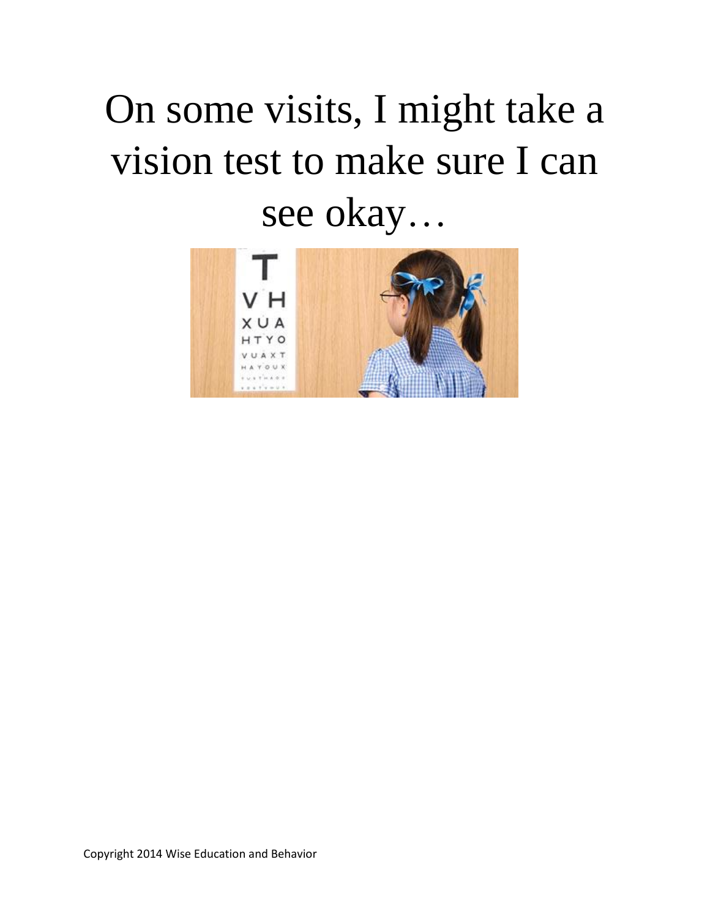On some visits, I might take a vision test to make sure I can see okay…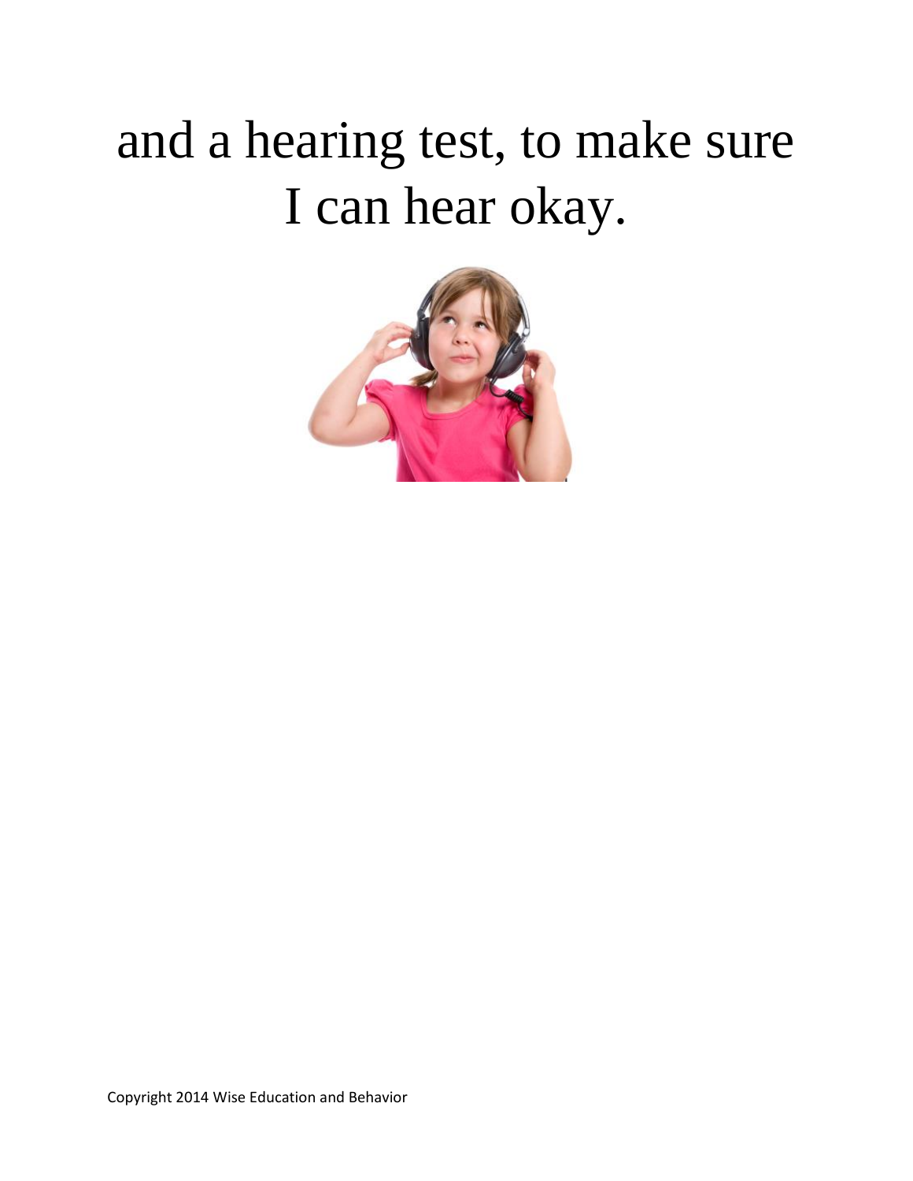and a hearing test, to make sure I can hear okay.

Copyright 2014 Wise Education and Behavior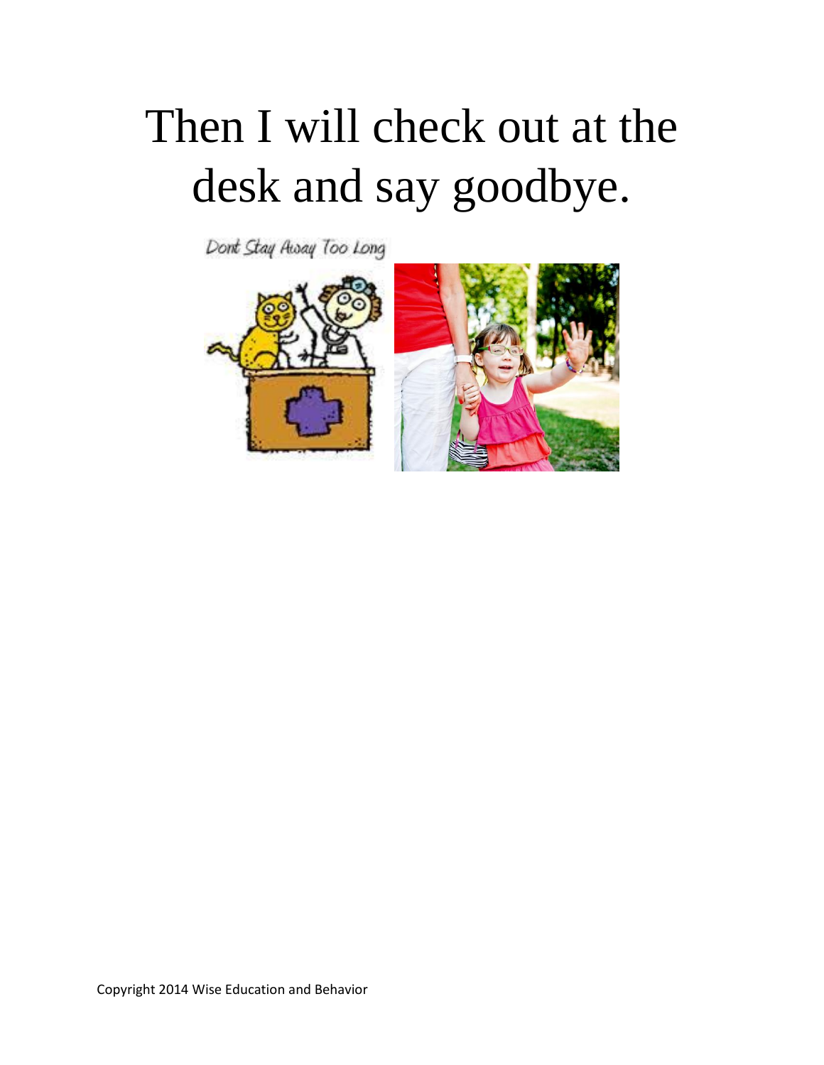# Then I will check out at the desk and say goodbye.

Copyright 2014 Wise Education and Behavior